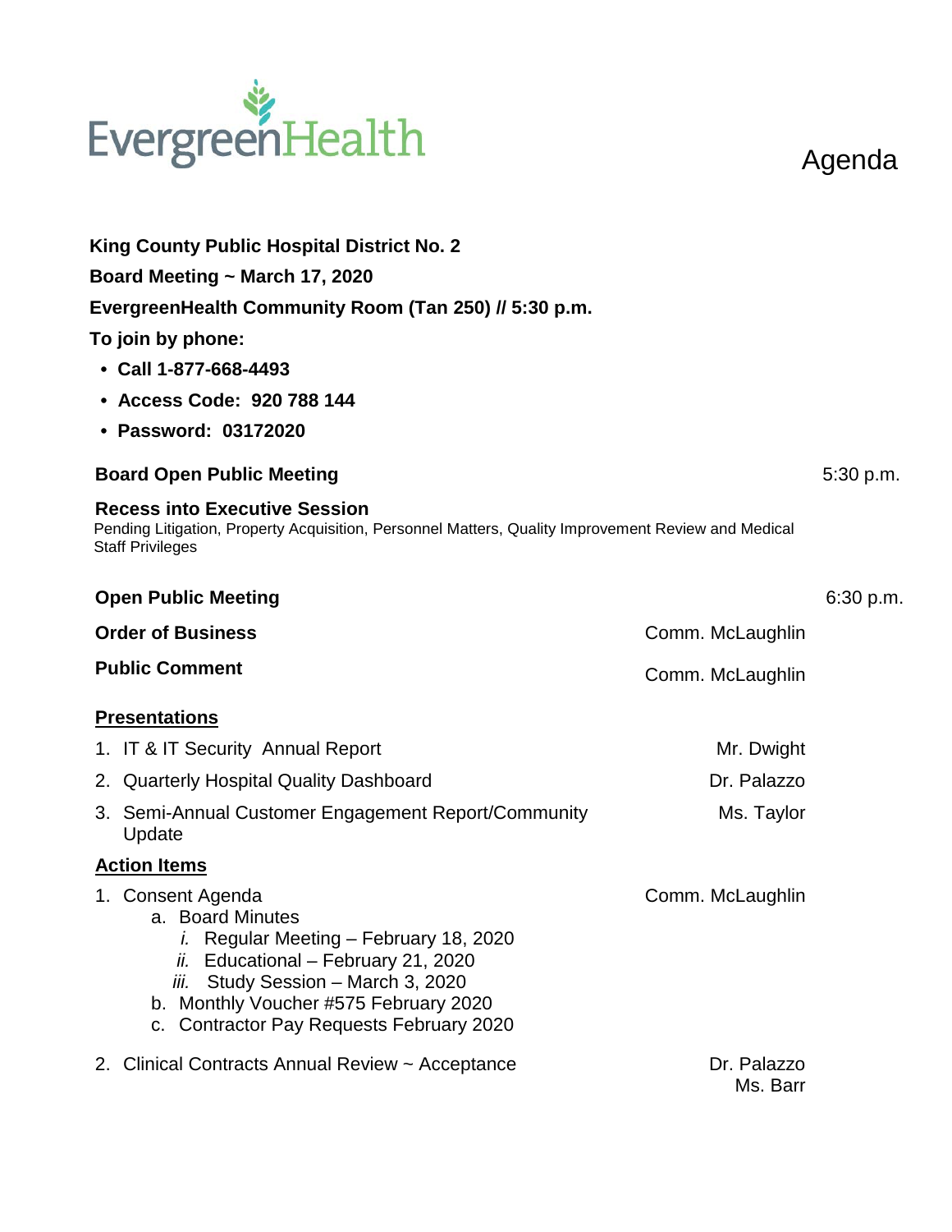EvergreenHealth

# Agenda

**King County Public Hospital District No. 2**

**Board Meeting ~ March 17, 2020**

**EvergreenHealth Community Room (Tan 250) // 5:30 p.m.**

**To join by phone:**

- **Call 1-877-668-4493**
- **Access Code: 920 788 144**
- **Password: 03172020**

**Board Open Public Meeting** — 5:30 p.m.

**Recess into Executive Session**
Pending Litigation, Property Acquisition, Personnel Matters, Quality Improvement Review and Medical Staff Privileges

**Open Public Meeting** — 6:30 p.m.

**Order of Business** — Comm. McLaughlin

**Public Comment** — Comm. McLaughlin

**Presentations**

1. IT & IT Security Annual Report — Mr. Dwight
2. Quarterly Hospital Quality Dashboard — Dr. Palazzo
3. Semi-Annual Customer Engagement Report/Community Update — Ms. Taylor

**Action Items**

1. Consent Agenda — Comm. McLaughlin
   a. Board Minutes
      *i.* Regular Meeting – February 18, 2020
      *ii.* Educational – February 21, 2020
      *iii.* Study Session – March 3, 2020
   b. Monthly Voucher #575 February 2020
   c. Contractor Pay Requests February 2020
2. Clinical Contracts Annual Review ~ Acceptance — Dr. Palazzo, Ms. Barr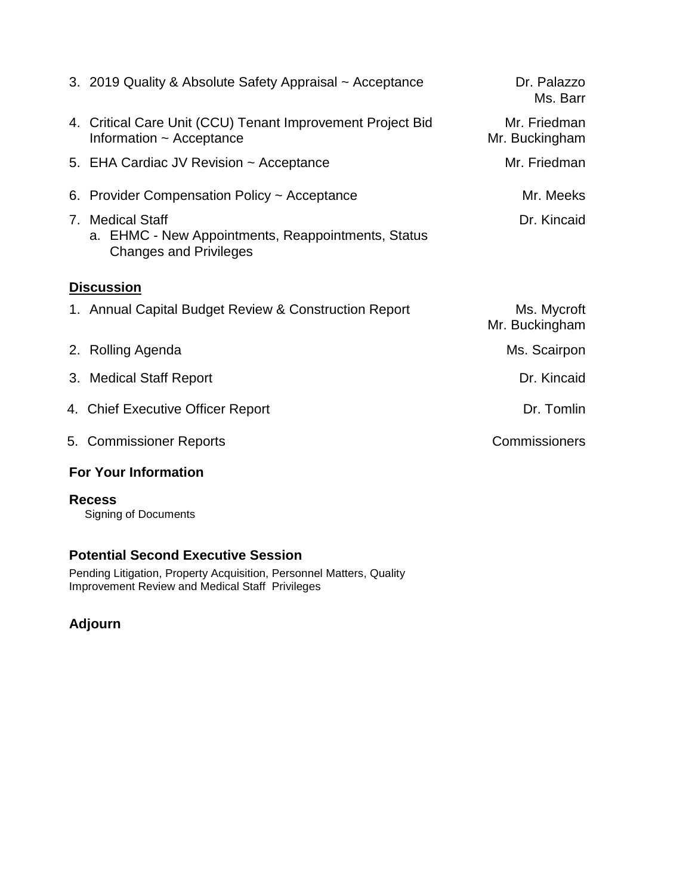3. 2019 Quality & Absolute Safety Appraisal ~ Acceptance — Dr. Palazzo, Ms. Barr
4. Critical Care Unit (CCU) Tenant Improvement Project Bid Information ~ Acceptance — Mr. Friedman, Mr. Buckingham
5. EHA Cardiac JV Revision ~ Acceptance — Mr. Friedman
6. Provider Compensation Policy ~ Acceptance — Mr. Meeks
7. Medical Staff — Dr. Kincaid
   a. EHMC - New Appointments, Reappointments, Status Changes and Privileges

**Discussion**

1. Annual Capital Budget Review & Construction Report — Ms. Mycroft, Mr. Buckingham
2. Rolling Agenda — Ms. Scairpon
3. Medical Staff Report — Dr. Kincaid
4. Chief Executive Officer Report — Dr. Tomlin
5. Commissioner Reports — Commissioners

**For Your Information**

**Recess**

Signing of Documents

**Potential Second Executive Session**

Pending Litigation, Property Acquisition, Personnel Matters, Quality Improvement Review and Medical Staff Privileges

**Adjourn**